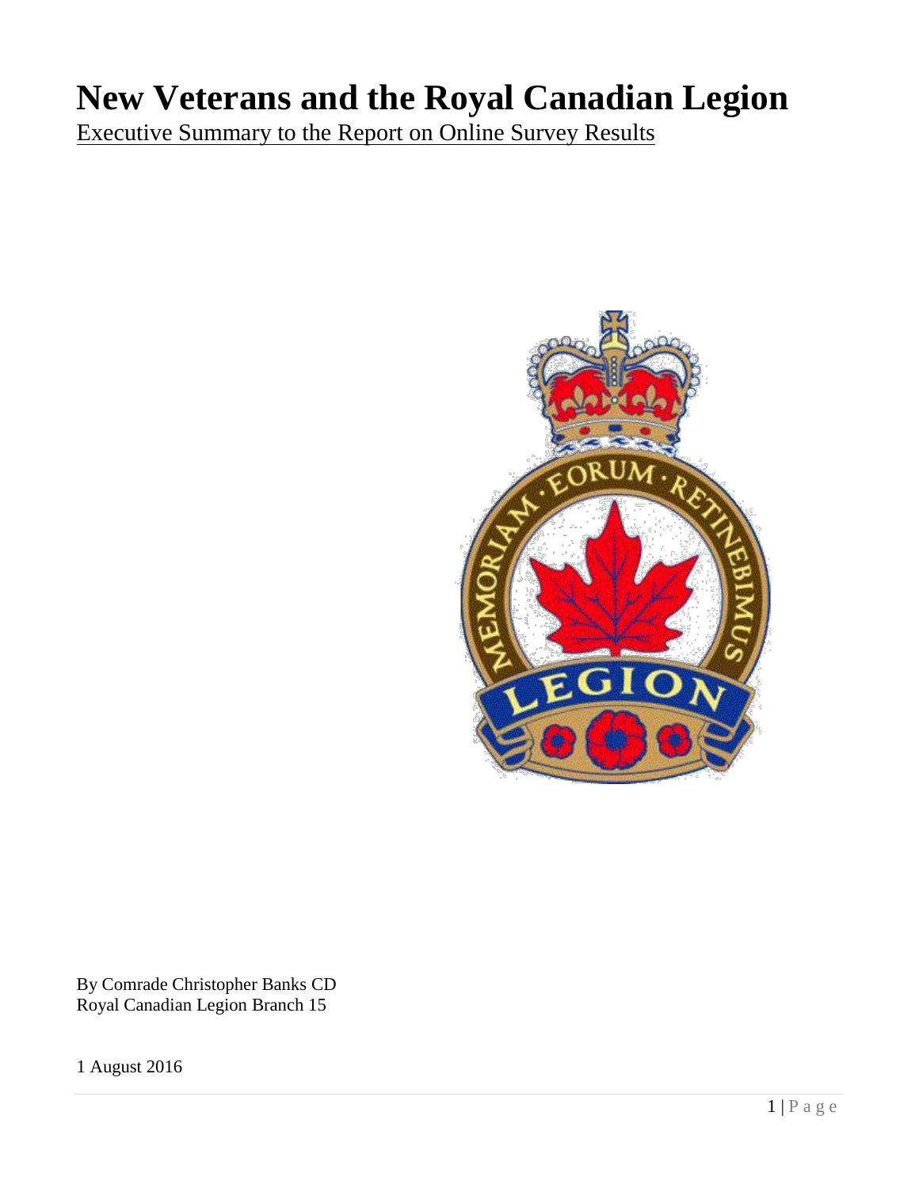# New Veterans and the Royal Canadian Legion

Executive Summary to the Report on Online Survey Results

By Comrade Christopher Banks CD
Royal Canadian Legion Branch 15

1 August 2016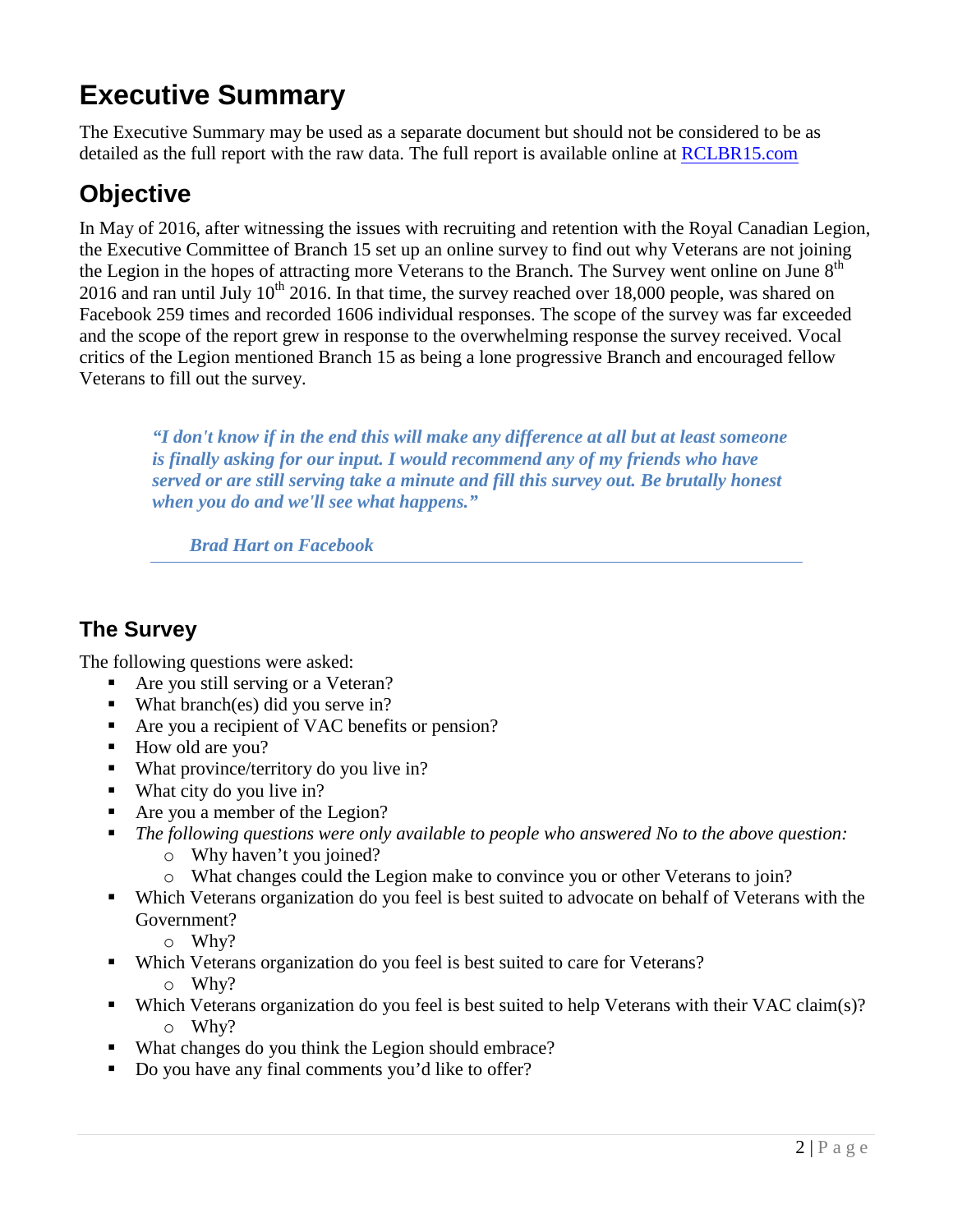# Executive Summary

The Executive Summary may be used as a separate document but should not be considered to be as detailed as the full report with the raw data. The full report is available online at [RCLBR15.com](RCLBR15.com)

# Objective

In May of 2016, after witnessing the issues with recruiting and retention with the Royal Canadian Legion, the Executive Committee of Branch 15 set up an online survey to find out why Veterans are not joining the Legion in the hopes of attracting more Veterans to the Branch. The Survey went online on June 8th 2016 and ran until July 10th 2016. In that time, the survey reached over 18,000 people, was shared on Facebook 259 times and recorded 1606 individual responses. The scope of the survey was far exceeded and the scope of the report grew in response to the overwhelming response the survey received. Vocal critics of the Legion mentioned Branch 15 as being a lone progressive Branch and encouraged fellow Veterans to fill out the survey.

> ***"I don't know if in the end this will make any difference at all but at least someone is finally asking for our input. I would recommend any of my friends who have served or are still serving take a minute and fill this survey out. Be brutally honest when you do and we'll see what happens."***
>
> ***Brad Hart on Facebook***

## The Survey

The following questions were asked:

- Are you still serving or a Veteran?
- What branch(es) did you serve in?
- Are you a recipient of VAC benefits or pension?
- How old are you?
- What province/territory do you live in?
- What city do you live in?
- Are you a member of the Legion?
- *The following questions were only available to people who answered No to the above question:*
  - Why haven't you joined?
  - What changes could the Legion make to convince you or other Veterans to join?
- Which Veterans organization do you feel is best suited to advocate on behalf of Veterans with the Government?
  - Why?
- Which Veterans organization do you feel is best suited to care for Veterans?
  - Why?
- Which Veterans organization do you feel is best suited to help Veterans with their VAC claim(s)?
  - Why?
- What changes do you think the Legion should embrace?
- Do you have any final comments you'd like to offer?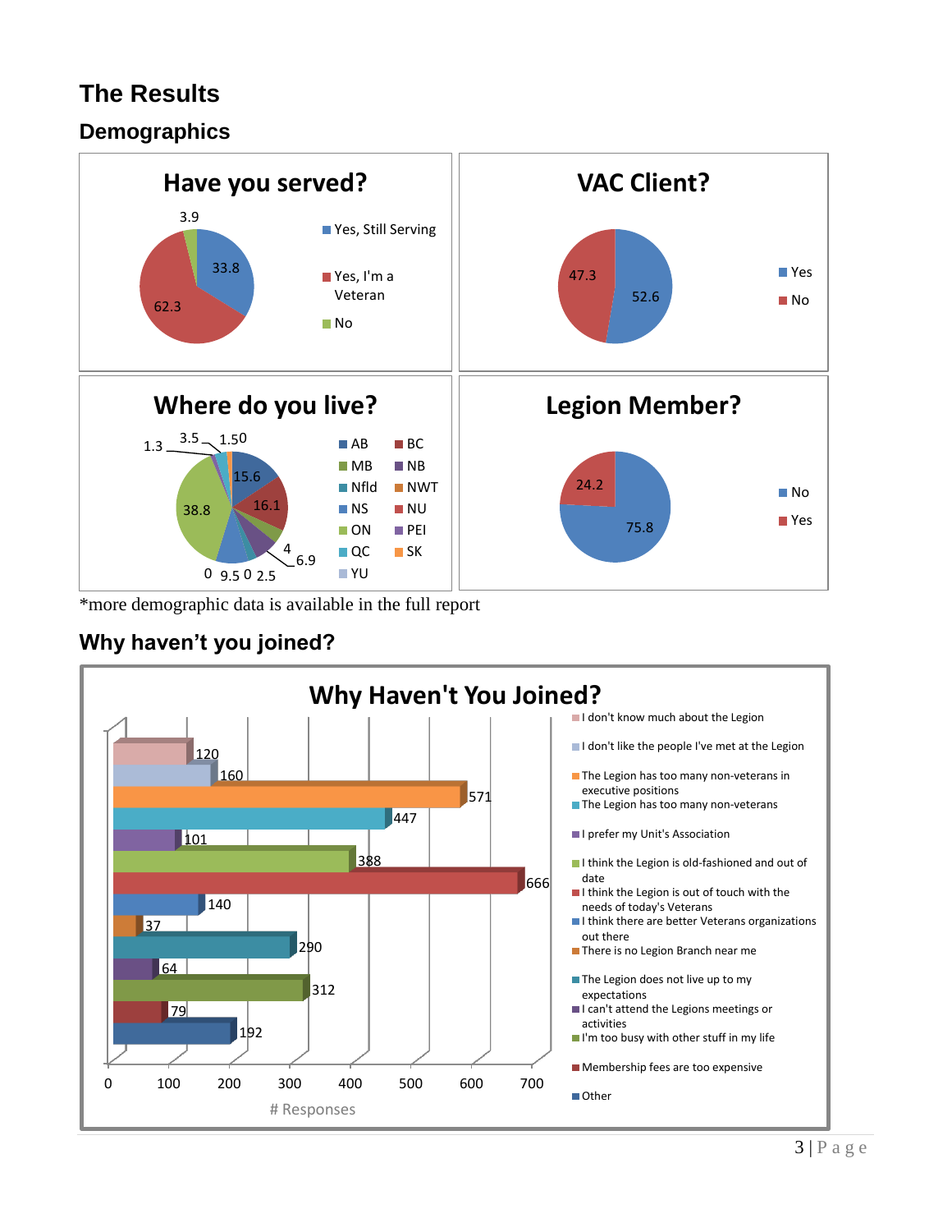# The Results

## Demographics

**Have you served?**

| Response | % |
|---|---|
| Yes, Still Serving | 33.8 |
| Yes, I'm a Veteran | 62.3 |
| No | 3.9 |

**VAC Client?**

| Response | % |
|---|---|
| Yes | 52.6 |
| No | 47.3 |

**Where do you live?**

Legend: AB, BC, MB, NB, Nfld, NWT, NS, NU, ON, PEI, QC, SK, YU

Values shown: 1.3, 3.5, 1.50, 15.6, 16.1, 38.8, 4, 6.9, 0, 9.5, 0, 2.5

**Legion Member?**

| Response | % |
|---|---|
| No | 75.8 |
| Yes | 24.2 |

*more demographic data is available in the full report

## Why haven't you joined?

**Why Haven't You Joined?**

| Reason | # Responses |
|---|---|
| I don't know much about the Legion | 120 |
| I don't like the people I've met at the Legion | 160 |
| The Legion has too many non-veterans in executive positions | 571 |
| The Legion has too many non-veterans | 447 |
| I prefer my Unit's Association | 101 |
| I think the Legion is old-fashioned and out of date | 388 |
| I think the Legion is out of touch with the needs of today's Veterans | 666 |
| I think there are better Veterans organizations out there | 140 |
| There is no Legion Branch near me | 37 |
| The Legion does not live up to my expectations | 290 |
| I can't attend the Legions meetings or activities | 64 |
| I'm too busy with other stuff in my life | 312 |
| Membership fees are too expensive | 79 |
| Other | 192 |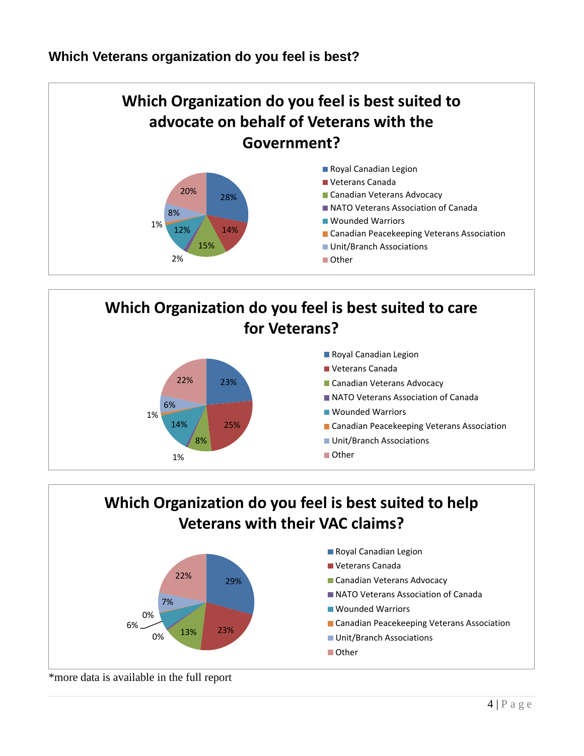### Which Veterans organization do you feel is best?

**Which Organization do you feel is best suited to advocate on behalf of Veterans with the Government?**

| Organization | % |
|---|---|
| Royal Canadian Legion | 28% |
| Veterans Canada | 14% |
| Canadian Veterans Advocacy | 15% |
| NATO Veterans Association of Canada | 2% |
| Wounded Warriors | 12% |
| Canadian Peacekeeping Veterans Association | 1% |
| Unit/Branch Associations | 8% |
| Other | 20% |

**Which Organization do you feel is best suited to care for Veterans?**

| Organization | % |
|---|---|
| Royal Canadian Legion | 23% |
| Veterans Canada | 25% |
| Canadian Veterans Advocacy | 8% |
| NATO Veterans Association of Canada | 1% |
| Wounded Warriors | 14% |
| Canadian Peacekeeping Veterans Association | 1% |
| Unit/Branch Associations | 6% |
| Other | 22% |

**Which Organization do you feel is best suited to help Veterans with their VAC claims?**

| Organization | % |
|---|---|
| Royal Canadian Legion | 29% |
| Veterans Canada | 23% |
| Canadian Veterans Advocacy | 13% |
| NATO Veterans Association of Canada | 0% |
| Wounded Warriors | 6% |
| Canadian Peacekeeping Veterans Association | 0% |
| Unit/Branch Associations | 7% |
| Other | 22% |

*more data is available in the full report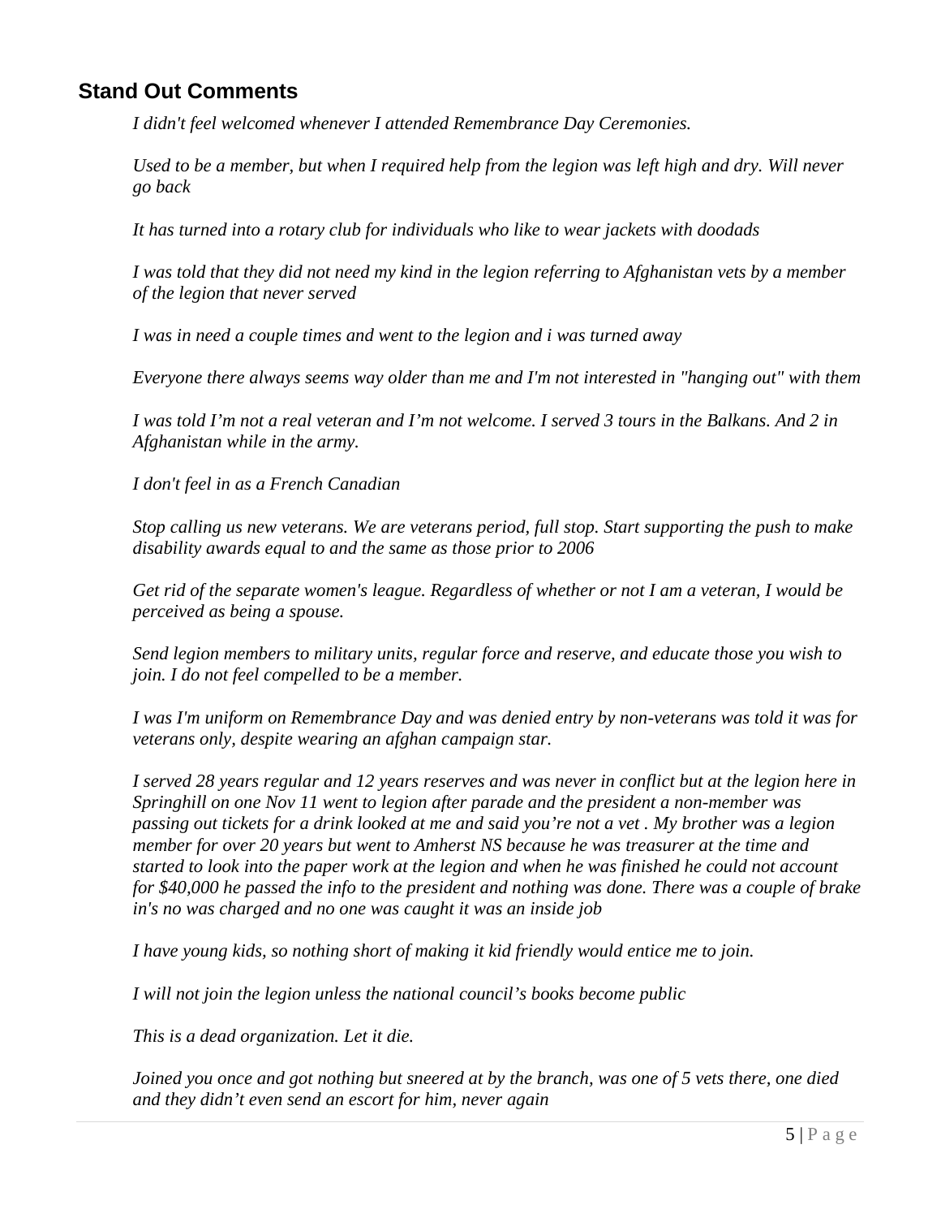## Stand Out Comments

*I didn't feel welcomed whenever I attended Remembrance Day Ceremonies.*

*Used to be a member, but when I required help from the legion was left high and dry. Will never go back*

*It has turned into a rotary club for individuals who like to wear jackets with doodads*

*I was told that they did not need my kind in the legion referring to Afghanistan vets by a member of the legion that never served*

*I was in need a couple times and went to the legion and i was turned away*

*Everyone there always seems way older than me and I'm not interested in "hanging out" with them*

*I was told I'm not a real veteran and I'm not welcome. I served 3 tours in the Balkans. And 2 in Afghanistan while in the army.*

*I don't feel in as a French Canadian*

*Stop calling us new veterans. We are veterans period, full stop. Start supporting the push to make disability awards equal to and the same as those prior to 2006*

*Get rid of the separate women's league. Regardless of whether or not I am a veteran, I would be perceived as being a spouse.*

*Send legion members to military units, regular force and reserve, and educate those you wish to join. I do not feel compelled to be a member.*

*I was I'm uniform on Remembrance Day and was denied entry by non-veterans was told it was for veterans only, despite wearing an afghan campaign star.*

*I served 28 years regular and 12 years reserves and was never in conflict but at the legion here in Springhill on one Nov 11 went to legion after parade and the president a non-member was passing out tickets for a drink looked at me and said you're not a vet . My brother was a legion member for over 20 years but went to Amherst NS because he was treasurer at the time and started to look into the paper work at the legion and when he was finished he could not account for $40,000 he passed the info to the president and nothing was done. There was a couple of brake in's no was charged and no one was caught it was an inside job*

*I have young kids, so nothing short of making it kid friendly would entice me to join.*

*I will not join the legion unless the national council's books become public*

*This is a dead organization. Let it die.*

*Joined you once and got nothing but sneered at by the branch, was one of 5 vets there, one died and they didn't even send an escort for him, never again*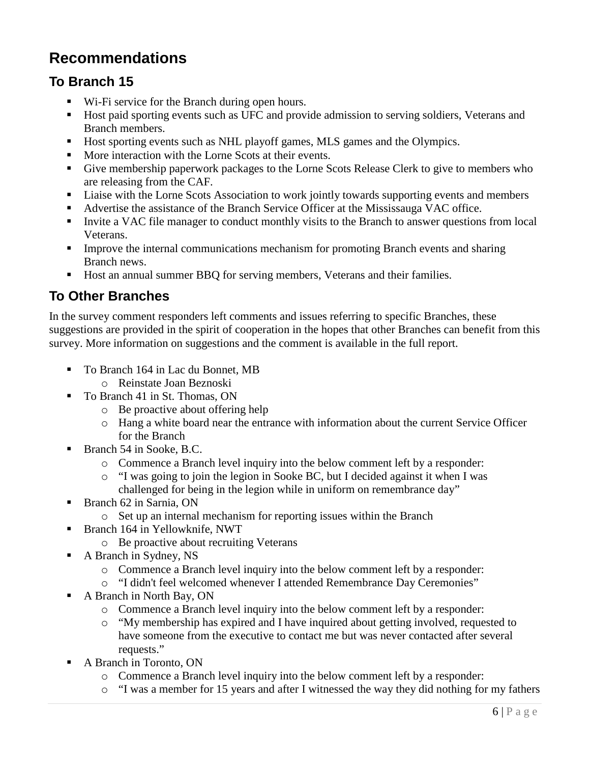# Recommendations

## To Branch 15

- Wi-Fi service for the Branch during open hours.
- Host paid sporting events such as UFC and provide admission to serving soldiers, Veterans and Branch members.
- Host sporting events such as NHL playoff games, MLS games and the Olympics.
- More interaction with the Lorne Scots at their events.
- Give membership paperwork packages to the Lorne Scots Release Clerk to give to members who are releasing from the CAF.
- Liaise with the Lorne Scots Association to work jointly towards supporting events and members
- Advertise the assistance of the Branch Service Officer at the Mississauga VAC office.
- Invite a VAC file manager to conduct monthly visits to the Branch to answer questions from local Veterans.
- Improve the internal communications mechanism for promoting Branch events and sharing Branch news.
- Host an annual summer BBQ for serving members, Veterans and their families.

## To Other Branches

In the survey comment responders left comments and issues referring to specific Branches, these suggestions are provided in the spirit of cooperation in the hopes that other Branches can benefit from this survey. More information on suggestions and the comment is available in the full report.

- To Branch 164 in Lac du Bonnet, MB
  - Reinstate Joan Beznoski
- To Branch 41 in St. Thomas, ON
  - Be proactive about offering help
  - Hang a white board near the entrance with information about the current Service Officer for the Branch
- Branch 54 in Sooke, B.C.
  - Commence a Branch level inquiry into the below comment left by a responder:
  - "I was going to join the legion in Sooke BC, but I decided against it when I was challenged for being in the legion while in uniform on remembrance day"
- Branch 62 in Sarnia, ON
  - Set up an internal mechanism for reporting issues within the Branch
- Branch 164 in Yellowknife, NWT
  - Be proactive about recruiting Veterans
- A Branch in Sydney, NS
  - Commence a Branch level inquiry into the below comment left by a responder:
  - "I didn't feel welcomed whenever I attended Remembrance Day Ceremonies"
- A Branch in North Bay, ON
  - Commence a Branch level inquiry into the below comment left by a responder:
  - "My membership has expired and I have inquired about getting involved, requested to have someone from the executive to contact me but was never contacted after several requests."
- A Branch in Toronto, ON
  - Commence a Branch level inquiry into the below comment left by a responder:
  - "I was a member for 15 years and after I witnessed the way they did nothing for my fathers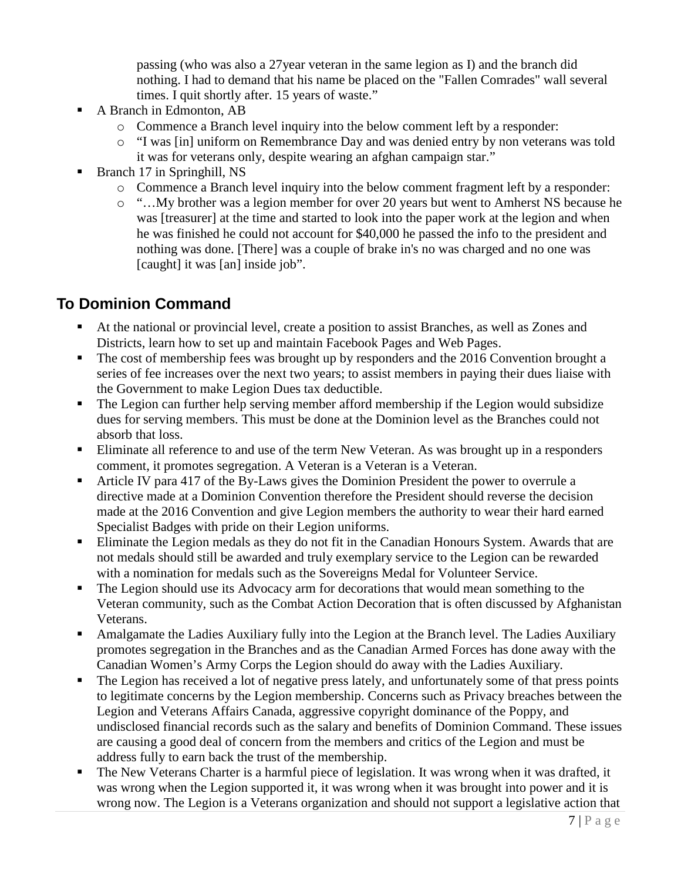passing (who was also a 27year veteran in the same legion as I) and the branch did nothing. I had to demand that his name be placed on the "Fallen Comrades" wall several times. I quit shortly after. 15 years of waste."

- A Branch in Edmonton, AB
  - Commence a Branch level inquiry into the below comment left by a responder:
  - "I was [in] uniform on Remembrance Day and was denied entry by non veterans was told it was for veterans only, despite wearing an afghan campaign star."
- Branch 17 in Springhill, NS
  - Commence a Branch level inquiry into the below comment fragment left by a responder:
  - "…My brother was a legion member for over 20 years but went to Amherst NS because he was [treasurer] at the time and started to look into the paper work at the legion and when he was finished he could not account for $40,000 he passed the info to the president and nothing was done. [There] was a couple of brake in's no was charged and no one was [caught] it was [an] inside job".

## To Dominion Command

- At the national or provincial level, create a position to assist Branches, as well as Zones and Districts, learn how to set up and maintain Facebook Pages and Web Pages.
- The cost of membership fees was brought up by responders and the 2016 Convention brought a series of fee increases over the next two years; to assist members in paying their dues liaise with the Government to make Legion Dues tax deductible.
- The Legion can further help serving member afford membership if the Legion would subsidize dues for serving members. This must be done at the Dominion level as the Branches could not absorb that loss.
- Eliminate all reference to and use of the term New Veteran. As was brought up in a responders comment, it promotes segregation. A Veteran is a Veteran is a Veteran.
- Article IV para 417 of the By-Laws gives the Dominion President the power to overrule a directive made at a Dominion Convention therefore the President should reverse the decision made at the 2016 Convention and give Legion members the authority to wear their hard earned Specialist Badges with pride on their Legion uniforms.
- Eliminate the Legion medals as they do not fit in the Canadian Honours System. Awards that are not medals should still be awarded and truly exemplary service to the Legion can be rewarded with a nomination for medals such as the Sovereigns Medal for Volunteer Service.
- The Legion should use its Advocacy arm for decorations that would mean something to the Veteran community, such as the Combat Action Decoration that is often discussed by Afghanistan Veterans.
- Amalgamate the Ladies Auxiliary fully into the Legion at the Branch level. The Ladies Auxiliary promotes segregation in the Branches and as the Canadian Armed Forces has done away with the Canadian Women's Army Corps the Legion should do away with the Ladies Auxiliary.
- The Legion has received a lot of negative press lately, and unfortunately some of that press points to legitimate concerns by the Legion membership. Concerns such as Privacy breaches between the Legion and Veterans Affairs Canada, aggressive copyright dominance of the Poppy, and undisclosed financial records such as the salary and benefits of Dominion Command. These issues are causing a good deal of concern from the members and critics of the Legion and must be address fully to earn back the trust of the membership.
- The New Veterans Charter is a harmful piece of legislation. It was wrong when it was drafted, it was wrong when the Legion supported it, it was wrong when it was brought into power and it is wrong now. The Legion is a Veterans organization and should not support a legislative action that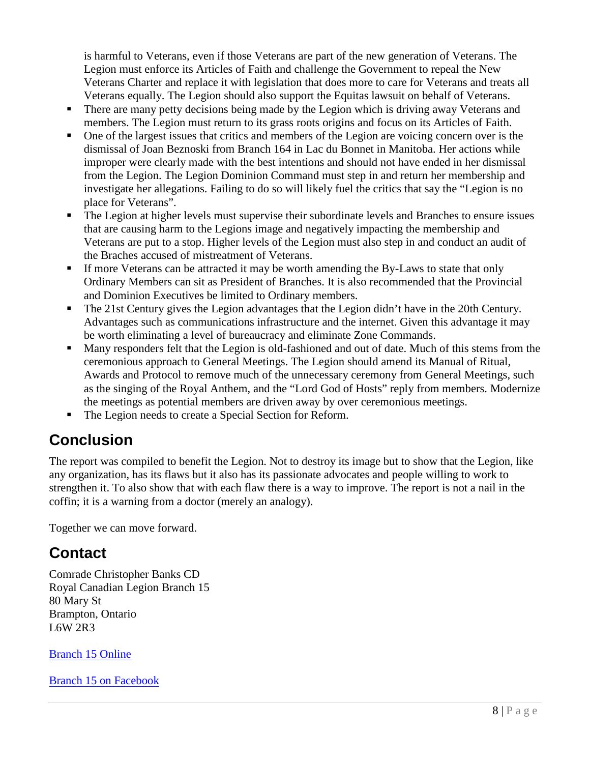is harmful to Veterans, even if those Veterans are part of the new generation of Veterans. The Legion must enforce its Articles of Faith and challenge the Government to repeal the New Veterans Charter and replace it with legislation that does more to care for Veterans and treats all Veterans equally. The Legion should also support the Equitas lawsuit on behalf of Veterans.

- There are many petty decisions being made by the Legion which is driving away Veterans and members. The Legion must return to its grass roots origins and focus on its Articles of Faith.
- One of the largest issues that critics and members of the Legion are voicing concern over is the dismissal of Joan Beznoski from Branch 164 in Lac du Bonnet in Manitoba. Her actions while improper were clearly made with the best intentions and should not have ended in her dismissal from the Legion. The Legion Dominion Command must step in and return her membership and investigate her allegations. Failing to do so will likely fuel the critics that say the "Legion is no place for Veterans".
- The Legion at higher levels must supervise their subordinate levels and Branches to ensure issues that are causing harm to the Legions image and negatively impacting the membership and Veterans are put to a stop. Higher levels of the Legion must also step in and conduct an audit of the Braches accused of mistreatment of Veterans.
- If more Veterans can be attracted it may be worth amending the By-Laws to state that only Ordinary Members can sit as President of Branches. It is also recommended that the Provincial and Dominion Executives be limited to Ordinary members.
- The 21st Century gives the Legion advantages that the Legion didn't have in the 20th Century. Advantages such as communications infrastructure and the internet. Given this advantage it may be worth eliminating a level of bureaucracy and eliminate Zone Commands.
- Many responders felt that the Legion is old-fashioned and out of date. Much of this stems from the ceremonious approach to General Meetings. The Legion should amend its Manual of Ritual, Awards and Protocol to remove much of the unnecessary ceremony from General Meetings, such as the singing of the Royal Anthem, and the "Lord God of Hosts" reply from members. Modernize the meetings as potential members are driven away by over ceremonious meetings.
- The Legion needs to create a Special Section for Reform.

## Conclusion

The report was compiled to benefit the Legion. Not to destroy its image but to show that the Legion, like any organization, has its flaws but it also has its passionate advocates and people willing to work to strengthen it. To also show that with each flaw there is a way to improve. The report is not a nail in the coffin; it is a warning from a doctor (merely an analogy).

Together we can move forward.

## Contact

Comrade Christopher Banks CD
Royal Canadian Legion Branch 15
80 Mary St
Brampton, Ontario
L6W 2R3

Branch 15 Online

Branch 15 on Facebook